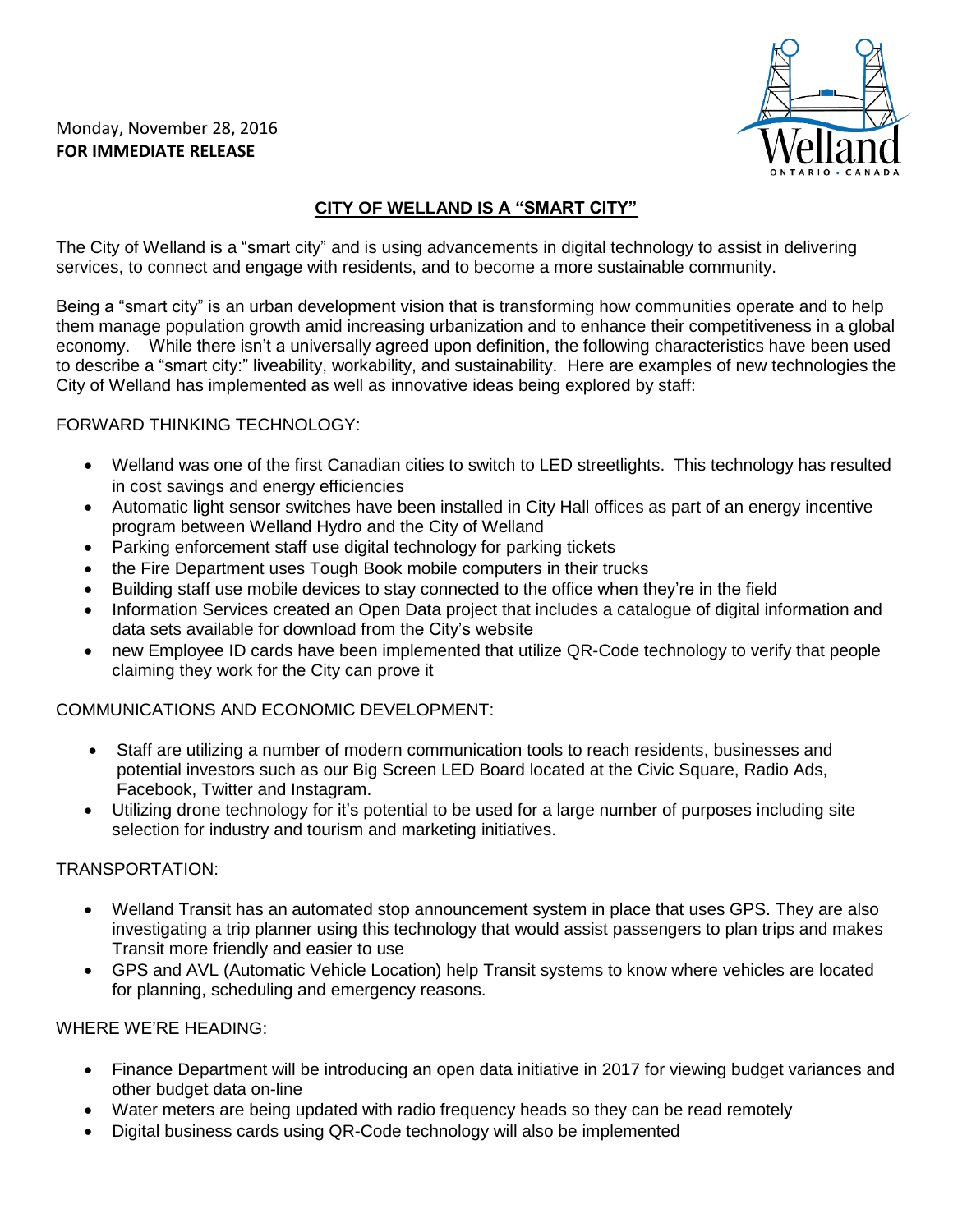Monday, November 28, 2016
**FOR IMMEDIATE RELEASE**

Welland
ONTARIO • CANADA

# CITY OF WELLAND IS A "SMART CITY"

The City of Welland is a "smart city" and is using advancements in digital technology to assist in delivering services, to connect and engage with residents, and to become a more sustainable community.

Being a "smart city" is an urban development vision that is transforming how communities operate and to help them manage population growth amid increasing urbanization and to enhance their competitiveness in a global economy. While there isn't a universally agreed upon definition, the following characteristics have been used to describe a "smart city:" liveability, workability, and sustainability. Here are examples of new technologies the City of Welland has implemented as well as innovative ideas being explored by staff:

FORWARD THINKING TECHNOLOGY:

- Welland was one of the first Canadian cities to switch to LED streetlights. This technology has resulted in cost savings and energy efficiencies
- Automatic light sensor switches have been installed in City Hall offices as part of an energy incentive program between Welland Hydro and the City of Welland
- Parking enforcement staff use digital technology for parking tickets
- the Fire Department uses Tough Book mobile computers in their trucks
- Building staff use mobile devices to stay connected to the office when they're in the field
- Information Services created an Open Data project that includes a catalogue of digital information and data sets available for download from the City's website
- new Employee ID cards have been implemented that utilize QR-Code technology to verify that people claiming they work for the City can prove it

COMMUNICATIONS AND ECONOMIC DEVELOPMENT:

- Staff are utilizing a number of modern communication tools to reach residents, businesses and potential investors such as our Big Screen LED Board located at the Civic Square, Radio Ads, Facebook, Twitter and Instagram.
- Utilizing drone technology for it's potential to be used for a large number of purposes including site selection for industry and tourism and marketing initiatives.

TRANSPORTATION:

- Welland Transit has an automated stop announcement system in place that uses GPS. They are also investigating a trip planner using this technology that would assist passengers to plan trips and makes Transit more friendly and easier to use
- GPS and AVL (Automatic Vehicle Location) help Transit systems to know where vehicles are located for planning, scheduling and emergency reasons.

WHERE WE'RE HEADING:

- Finance Department will be introducing an open data initiative in 2017 for viewing budget variances and other budget data on-line
- Water meters are being updated with radio frequency heads so they can be read remotely
- Digital business cards using QR-Code technology will also be implemented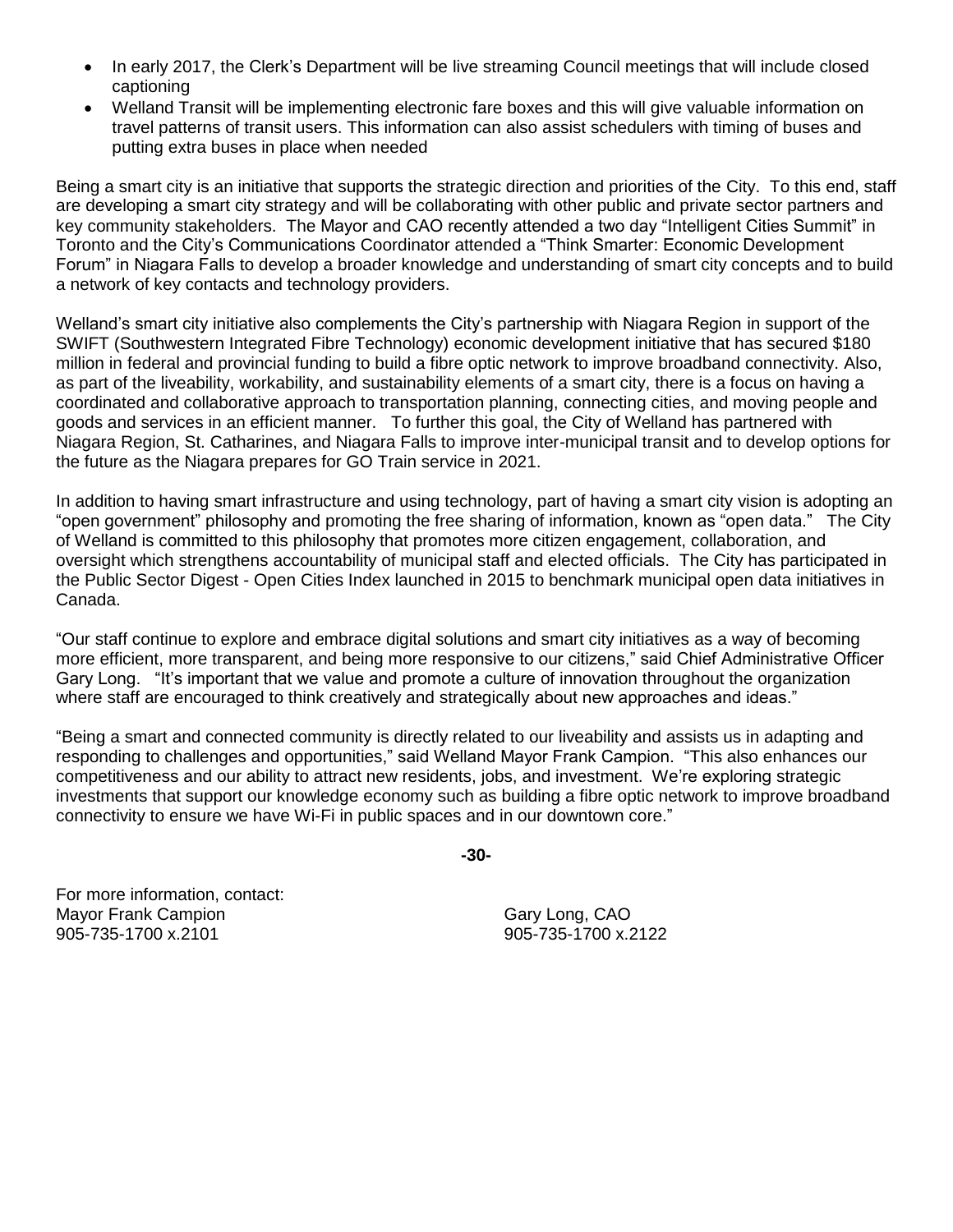- In early 2017, the Clerk's Department will be live streaming Council meetings that will include closed captioning
- Welland Transit will be implementing electronic fare boxes and this will give valuable information on travel patterns of transit users. This information can also assist schedulers with timing of buses and putting extra buses in place when needed

Being a smart city is an initiative that supports the strategic direction and priorities of the City. To this end, staff are developing a smart city strategy and will be collaborating with other public and private sector partners and key community stakeholders. The Mayor and CAO recently attended a two day "Intelligent Cities Summit" in Toronto and the City's Communications Coordinator attended a "Think Smarter: Economic Development Forum" in Niagara Falls to develop a broader knowledge and understanding of smart city concepts and to build a network of key contacts and technology providers.

Welland's smart city initiative also complements the City's partnership with Niagara Region in support of the SWIFT (Southwestern Integrated Fibre Technology) economic development initiative that has secured $180 million in federal and provincial funding to build a fibre optic network to improve broadband connectivity. Also, as part of the liveability, workability, and sustainability elements of a smart city, there is a focus on having a coordinated and collaborative approach to transportation planning, connecting cities, and moving people and goods and services in an efficient manner. To further this goal, the City of Welland has partnered with Niagara Region, St. Catharines, and Niagara Falls to improve inter-municipal transit and to develop options for the future as the Niagara prepares for GO Train service in 2021.

In addition to having smart infrastructure and using technology, part of having a smart city vision is adopting an "open government" philosophy and promoting the free sharing of information, known as "open data." The City of Welland is committed to this philosophy that promotes more citizen engagement, collaboration, and oversight which strengthens accountability of municipal staff and elected officials. The City has participated in the Public Sector Digest - Open Cities Index launched in 2015 to benchmark municipal open data initiatives in Canada.

"Our staff continue to explore and embrace digital solutions and smart city initiatives as a way of becoming more efficient, more transparent, and being more responsive to our citizens," said Chief Administrative Officer Gary Long. "It's important that we value and promote a culture of innovation throughout the organization where staff are encouraged to think creatively and strategically about new approaches and ideas."

"Being a smart and connected community is directly related to our liveability and assists us in adapting and responding to challenges and opportunities," said Welland Mayor Frank Campion. "This also enhances our competitiveness and our ability to attract new residents, jobs, and investment. We're exploring strategic investments that support our knowledge economy such as building a fibre optic network to improve broadband connectivity to ensure we have Wi-Fi in public spaces and in our downtown core."

**-30-**

For more information, contact:

Mayor Frank Campion
905-735-1700 x.2101

Gary Long, CAO
905-735-1700 x.2122